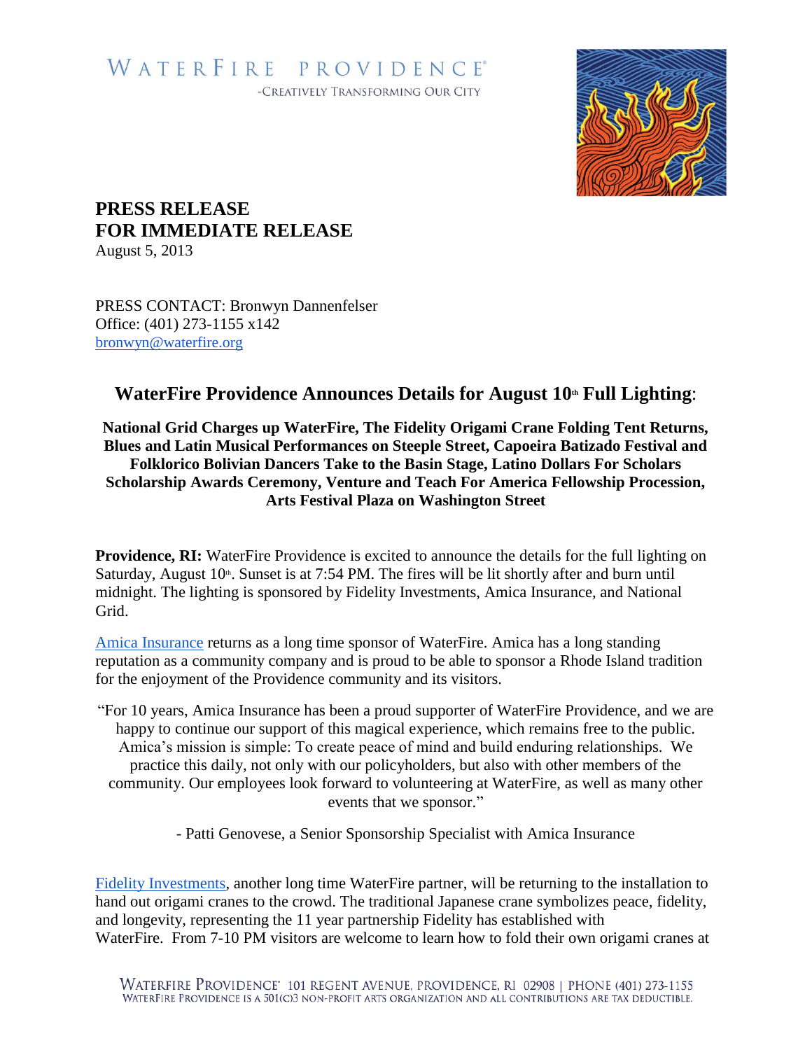WATERFIRE PROVIDENCE®
-CREATIVELY TRANSFORMING OUR CITY

**PRESS RELEASE**
**FOR IMMEDIATE RELEASE**
August 5, 2013

PRESS CONTACT: Bronwyn Dannenfelser
Office: (401) 273-1155 x142
bronwyn@waterfire.org

## WaterFire Providence Announces Details for August 10th Full Lighting:

**National Grid Charges up WaterFire, The Fidelity Origami Crane Folding Tent Returns, Blues and Latin Musical Performances on Steeple Street, Capoeira Batizado Festival and Folklorico Bolivian Dancers Take to the Basin Stage, Latino Dollars For Scholars Scholarship Awards Ceremony, Venture and Teach For America Fellowship Procession, Arts Festival Plaza on Washington Street**

**Providence, RI:** WaterFire Providence is excited to announce the details for the full lighting on Saturday, August 10th. Sunset is at 7:54 PM. The fires will be lit shortly after and burn until midnight. The lighting is sponsored by Fidelity Investments, Amica Insurance, and National Grid.

Amica Insurance returns as a long time sponsor of WaterFire. Amica has a long standing reputation as a community company and is proud to be able to sponsor a Rhode Island tradition for the enjoyment of the Providence community and its visitors.

"For 10 years, Amica Insurance has been a proud supporter of WaterFire Providence, and we are happy to continue our support of this magical experience, which remains free to the public. Amica's mission is simple: To create peace of mind and build enduring relationships. We practice this daily, not only with our policyholders, but also with other members of the community. Our employees look forward to volunteering at WaterFire, as well as many other events that we sponsor."

- Patti Genovese, a Senior Sponsorship Specialist with Amica Insurance

Fidelity Investments, another long time WaterFire partner, will be returning to the installation to hand out origami cranes to the crowd. The traditional Japanese crane symbolizes peace, fidelity, and longevity, representing the 11 year partnership Fidelity has established with WaterFire. From 7-10 PM visitors are welcome to learn how to fold their own origami cranes at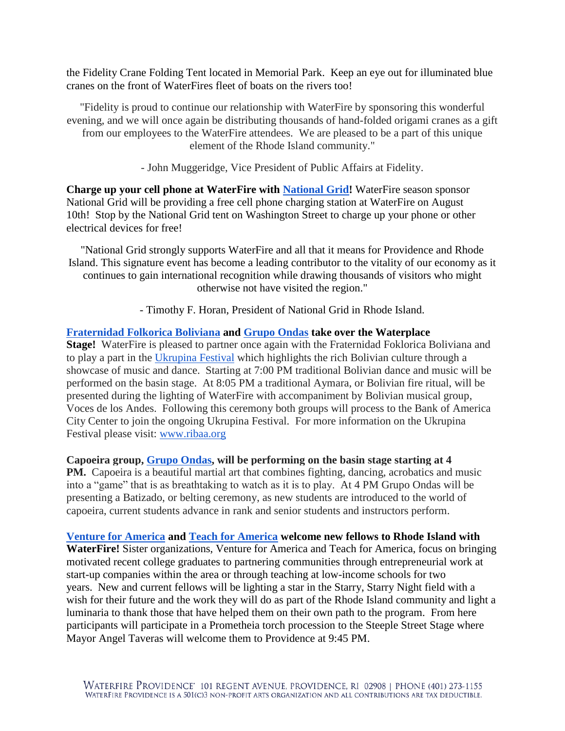the Fidelity Crane Folding Tent located in Memorial Park. Keep an eye out for illuminated blue cranes on the front of WaterFires fleet of boats on the rivers too!

"Fidelity is proud to continue our relationship with WaterFire by sponsoring this wonderful evening, and we will once again be distributing thousands of hand-folded origami cranes as a gift from our employees to the WaterFire attendees. We are pleased to be a part of this unique element of the Rhode Island community."

- John Muggeridge, Vice President of Public Affairs at Fidelity.

**Charge up your cell phone at WaterFire with National Grid!** WaterFire season sponsor National Grid will be providing a free cell phone charging station at WaterFire on August 10th! Stop by the National Grid tent on Washington Street to charge up your phone or other electrical devices for free!

"National Grid strongly supports WaterFire and all that it means for Providence and Rhode Island. This signature event has become a leading contributor to the vitality of our economy as it continues to gain international recognition while drawing thousands of visitors who might otherwise not have visited the region."

- Timothy F. Horan, President of National Grid in Rhode Island.

**Fraternidad Folkorica Boliviana and Grupo Ondas take over the Waterplace Stage!** WaterFire is pleased to partner once again with the Fraternidad Foklorica Boliviana and to play a part in the Ukrupina Festival which highlights the rich Bolivian culture through a showcase of music and dance. Starting at 7:00 PM traditional Bolivian dance and music will be performed on the basin stage. At 8:05 PM a traditional Aymara, or Bolivian fire ritual, will be presented during the lighting of WaterFire with accompaniment by Bolivian musical group, Voces de los Andes. Following this ceremony both groups will process to the Bank of America City Center to join the ongoing Ukrupina Festival. For more information on the Ukrupina Festival please visit: www.ribaa.org

**Capoeira group, Grupo Ondas, will be performing on the basin stage starting at 4 PM.** Capoeira is a beautiful martial art that combines fighting, dancing, acrobatics and music into a "game" that is as breathtaking to watch as it is to play. At 4 PM Grupo Ondas will be presenting a Batizado, or belting ceremony, as new students are introduced to the world of capoeira, current students advance in rank and senior students and instructors perform.

**Venture for America and Teach for America welcome new fellows to Rhode Island with WaterFire!** Sister organizations, Venture for America and Teach for America, focus on bringing motivated recent college graduates to partnering communities through entrepreneurial work at start-up companies within the area or through teaching at low-income schools for two years. New and current fellows will be lighting a star in the Starry, Starry Night field with a wish for their future and the work they will do as part of the Rhode Island community and light a luminaria to thank those that have helped them on their own path to the program. From here participants will participate in a Prometheia torch procession to the Steeple Street Stage where Mayor Angel Taveras will welcome them to Providence at 9:45 PM.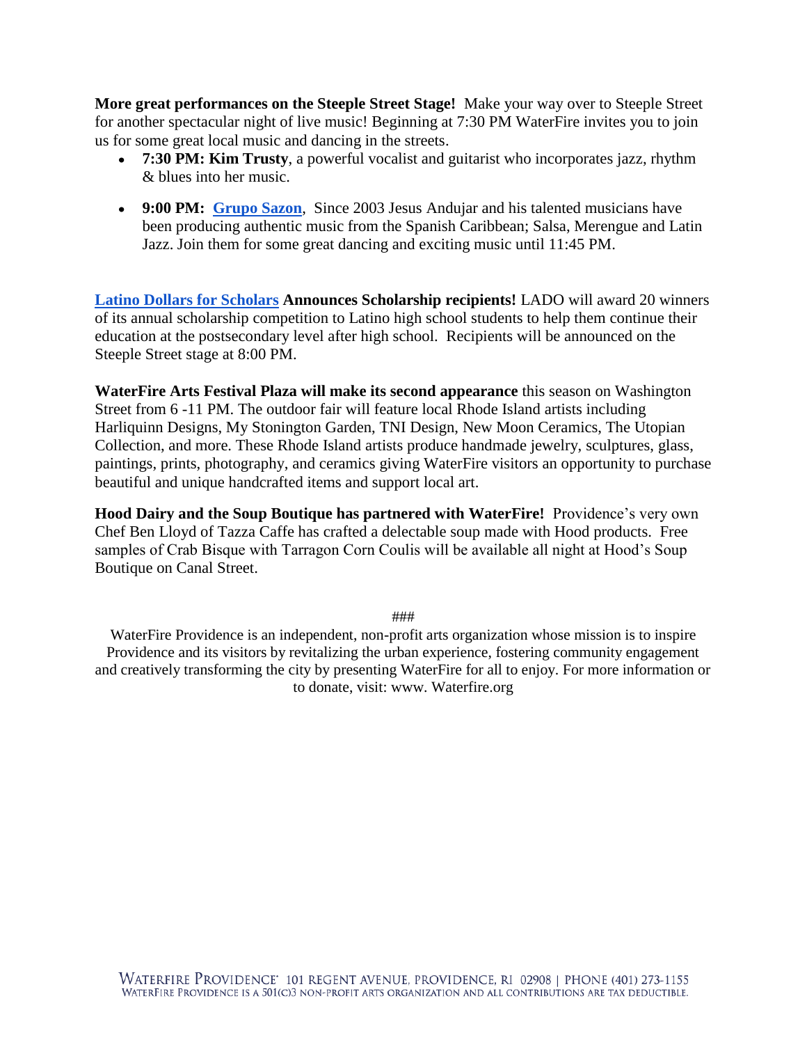**More great performances on the Steeple Street Stage!** Make your way over to Steeple Street for another spectacular night of live music! Beginning at 7:30 PM WaterFire invites you to join us for some great local music and dancing in the streets.

- **7:30 PM: Kim Trusty**, a powerful vocalist and guitarist who incorporates jazz, rhythm & blues into her music.
- **9:00 PM: Grupo Sazon**, Since 2003 Jesus Andujar and his talented musicians have been producing authentic music from the Spanish Caribbean; Salsa, Merengue and Latin Jazz. Join them for some great dancing and exciting music until 11:45 PM.

**Latino Dollars for Scholars Announces Scholarship recipients!** LADO will award 20 winners of its annual scholarship competition to Latino high school students to help them continue their education at the postsecondary level after high school. Recipients will be announced on the Steeple Street stage at 8:00 PM.

**WaterFire Arts Festival Plaza will make its second appearance** this season on Washington Street from 6 -11 PM. The outdoor fair will feature local Rhode Island artists including Harliquinn Designs, My Stonington Garden, TNI Design, New Moon Ceramics, The Utopian Collection, and more. These Rhode Island artists produce handmade jewelry, sculptures, glass, paintings, prints, photography, and ceramics giving WaterFire visitors an opportunity to purchase beautiful and unique handcrafted items and support local art.

**Hood Dairy and the Soup Boutique has partnered with WaterFire!** Providence's very own Chef Ben Lloyd of Tazza Caffe has crafted a delectable soup made with Hood products. Free samples of Crab Bisque with Tarragon Corn Coulis will be available all night at Hood's Soup Boutique on Canal Street.

###

WaterFire Providence is an independent, non-profit arts organization whose mission is to inspire Providence and its visitors by revitalizing the urban experience, fostering community engagement and creatively transforming the city by presenting WaterFire for all to enjoy. For more information or to donate, visit: www. Waterfire.org

WATERFIRE PROVIDENCE® 101 REGENT AVENUE, PROVIDENCE, RI 02908 | PHONE (401) 273-1155
WATERFIRE PROVIDENCE IS A 501(C)3 NON-PROFIT ARTS ORGANIZATION AND ALL CONTRIBUTIONS ARE TAX DEDUCTIBLE.